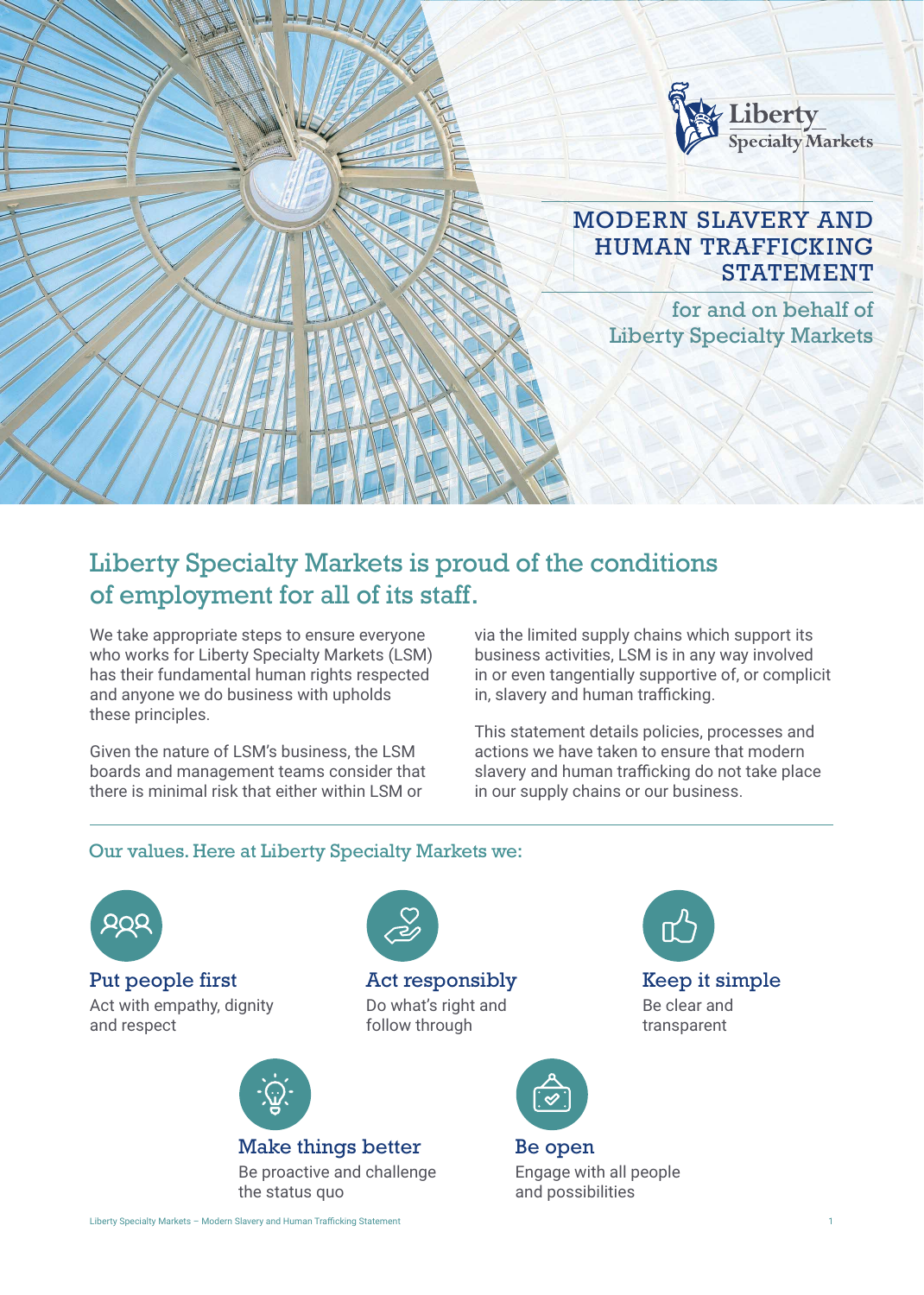# MODERN SLAVERY AND HUMAN TRAFFICKING STATEMENT

for and on behalf of Liberty Specialty Markets

## Liberty Specialty Markets is proud of the conditions of employment for all of its staff.

We take appropriate steps to ensure everyone who works for Liberty Specialty Markets (LSM) has their fundamental human rights respected and anyone we do business with upholds these principles.

Given the nature of LSM's business, the LSM boards and management teams consider that there is minimal risk that either within LSM or via the limited supply chains which support its business activities, LSM is in any way involved in or even tangentially supportive of, or complicit in, slavery and human trafficking.

This statement details policies, processes and actions we have taken to ensure that modern slavery and human trafficking do not take place in our supply chains or our business.

### Our values. Here at Liberty Specialty Markets we:

**Put people first**
Act with empathy, dignity and respect

**Act responsibly**
Do what's right and follow through

**Keep it simple**
Be clear and transparent

**Make things better**
Be proactive and challenge the status quo

**Be open**
Engage with all people and possibilities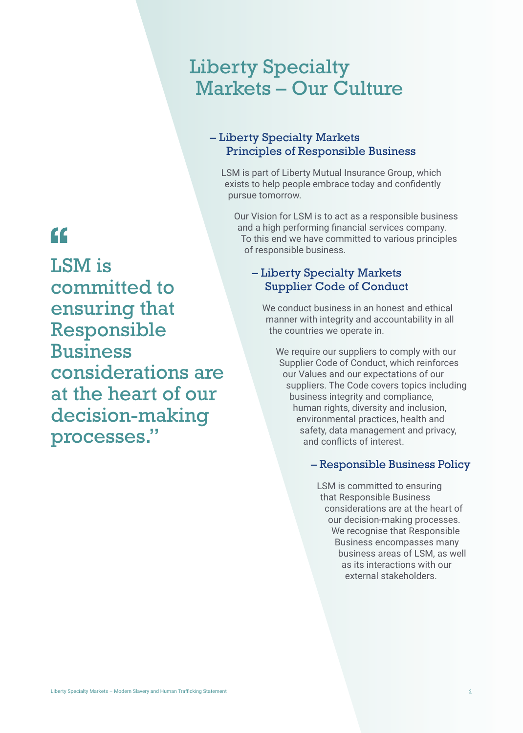# Liberty Specialty Markets – Our Culture

> “
>
> LSM is committed to ensuring that Responsible Business considerations are at the heart of our decision-making processes.”

## – Liberty Specialty Markets Principles of Responsible Business

LSM is part of Liberty Mutual Insurance Group, which exists to help people embrace today and confidently pursue tomorrow.

Our Vision for LSM is to act as a responsible business and a high performing financial services company. To this end we have committed to various principles of responsible business.

## – Liberty Specialty Markets Supplier Code of Conduct

We conduct business in an honest and ethical manner with integrity and accountability in all the countries we operate in.

We require our suppliers to comply with our Supplier Code of Conduct, which reinforces our Values and our expectations of our suppliers. The Code covers topics including business integrity and compliance, human rights, diversity and inclusion, environmental practices, health and safety, data management and privacy, and conflicts of interest.

## – Responsible Business Policy

LSM is committed to ensuring that Responsible Business considerations are at the heart of our decision-making processes. We recognise that Responsible Business encompasses many business areas of LSM, as well as its interactions with our external stakeholders.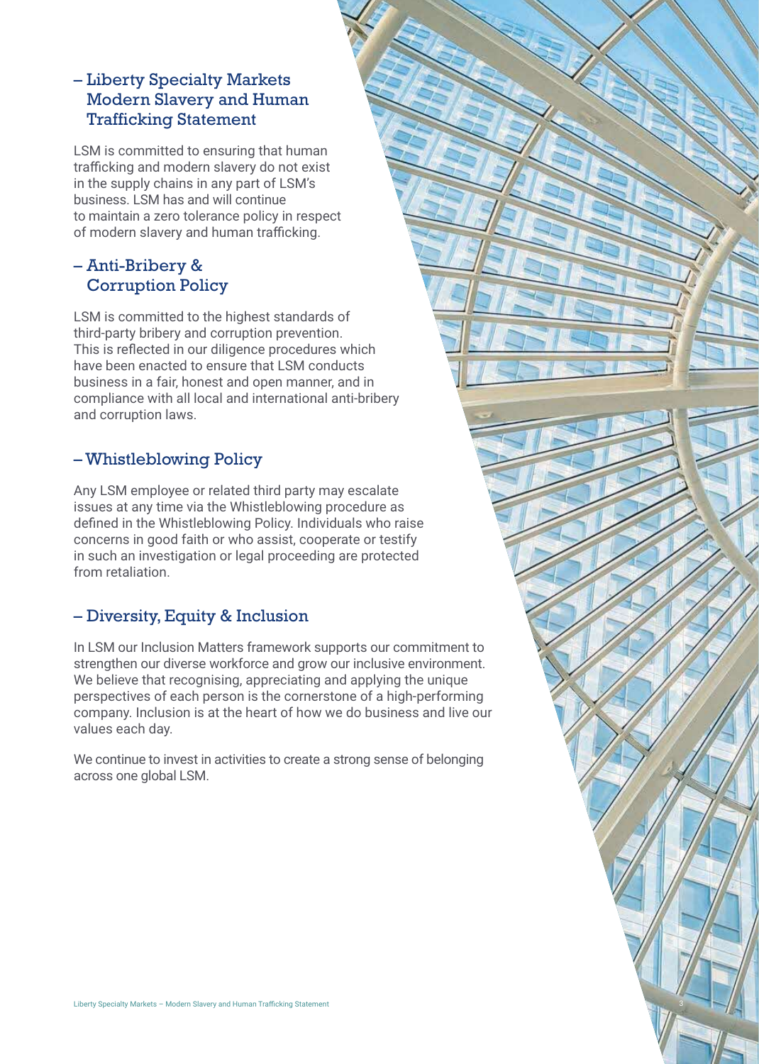## – Liberty Specialty Markets Modern Slavery and Human Trafficking Statement

LSM is committed to ensuring that human trafficking and modern slavery do not exist in the supply chains in any part of LSM's business. LSM has and will continue to maintain a zero tolerance policy in respect of modern slavery and human trafficking.

## – Anti-Bribery & Corruption Policy

LSM is committed to the highest standards of third-party bribery and corruption prevention. This is reflected in our diligence procedures which have been enacted to ensure that LSM conducts business in a fair, honest and open manner, and in compliance with all local and international anti-bribery and corruption laws.

## – Whistleblowing Policy

Any LSM employee or related third party may escalate issues at any time via the Whistleblowing procedure as defined in the Whistleblowing Policy. Individuals who raise concerns in good faith or who assist, cooperate or testify in such an investigation or legal proceeding are protected from retaliation.

## – Diversity, Equity & Inclusion

In LSM our Inclusion Matters framework supports our commitment to strengthen our diverse workforce and grow our inclusive environment. We believe that recognising, appreciating and applying the unique perspectives of each person is the cornerstone of a high-performing company. Inclusion is at the heart of how we do business and live our values each day.

We continue to invest in activities to create a strong sense of belonging across one global LSM.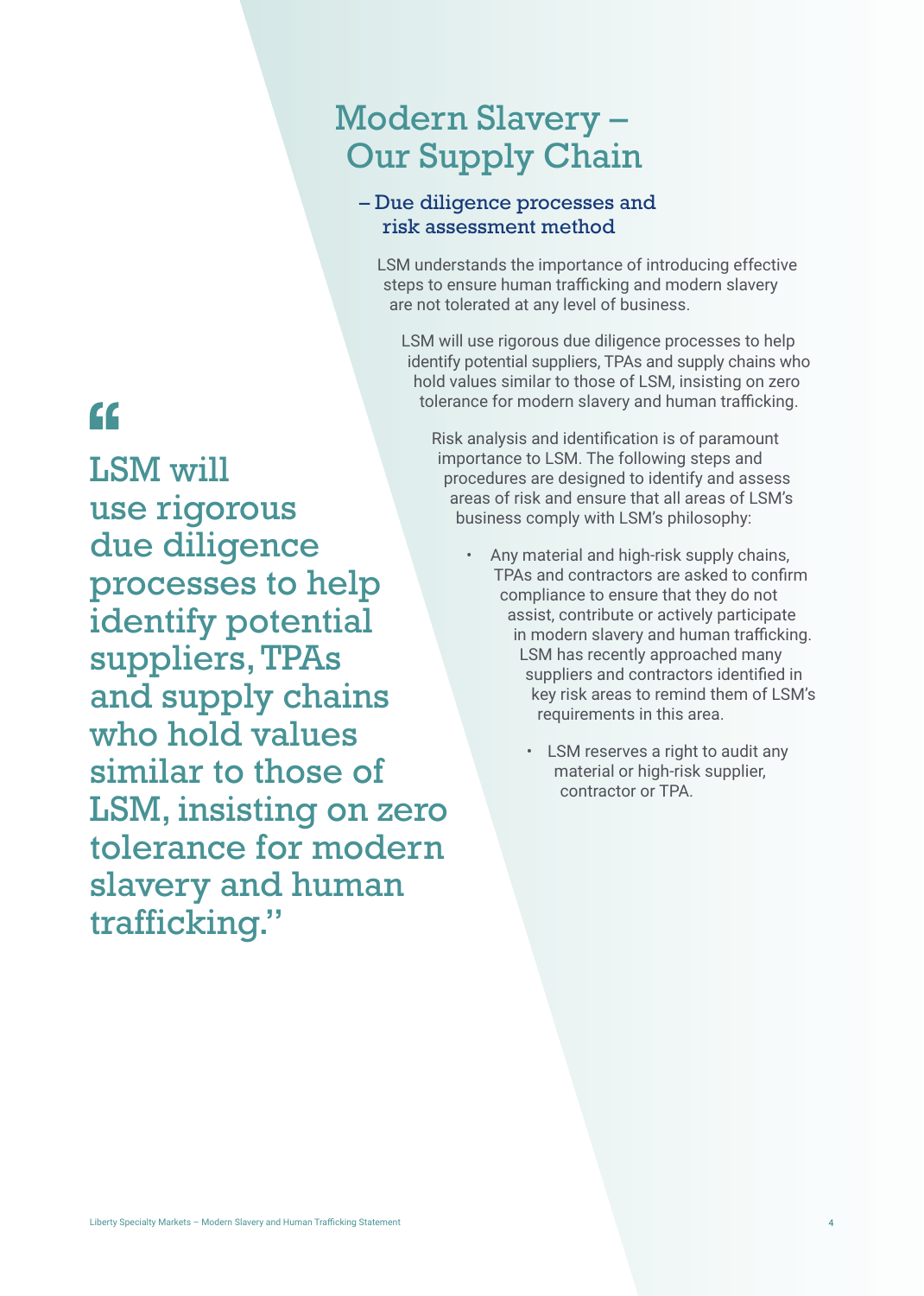# Modern Slavery – Our Supply Chain

## – Due diligence processes and risk assessment method

LSM understands the importance of introducing effective steps to ensure human trafficking and modern slavery are not tolerated at any level of business.

LSM will use rigorous due diligence processes to help identify potential suppliers, TPAs and supply chains who hold values similar to those of LSM, insisting on zero tolerance for modern slavery and human trafficking.

Risk analysis and identification is of paramount importance to LSM. The following steps and procedures are designed to identify and assess areas of risk and ensure that all areas of LSM's business comply with LSM's philosophy:

- Any material and high-risk supply chains, TPAs and contractors are asked to confirm compliance to ensure that they do not assist, contribute or actively participate in modern slavery and human trafficking. LSM has recently approached many suppliers and contractors identified in key risk areas to remind them of LSM's requirements in this area.
- LSM reserves a right to audit any material or high-risk supplier, contractor or TPA.

> "LSM will use rigorous due diligence processes to help identify potential suppliers, TPAs and supply chains who hold values similar to those of LSM, insisting on zero tolerance for modern slavery and human trafficking."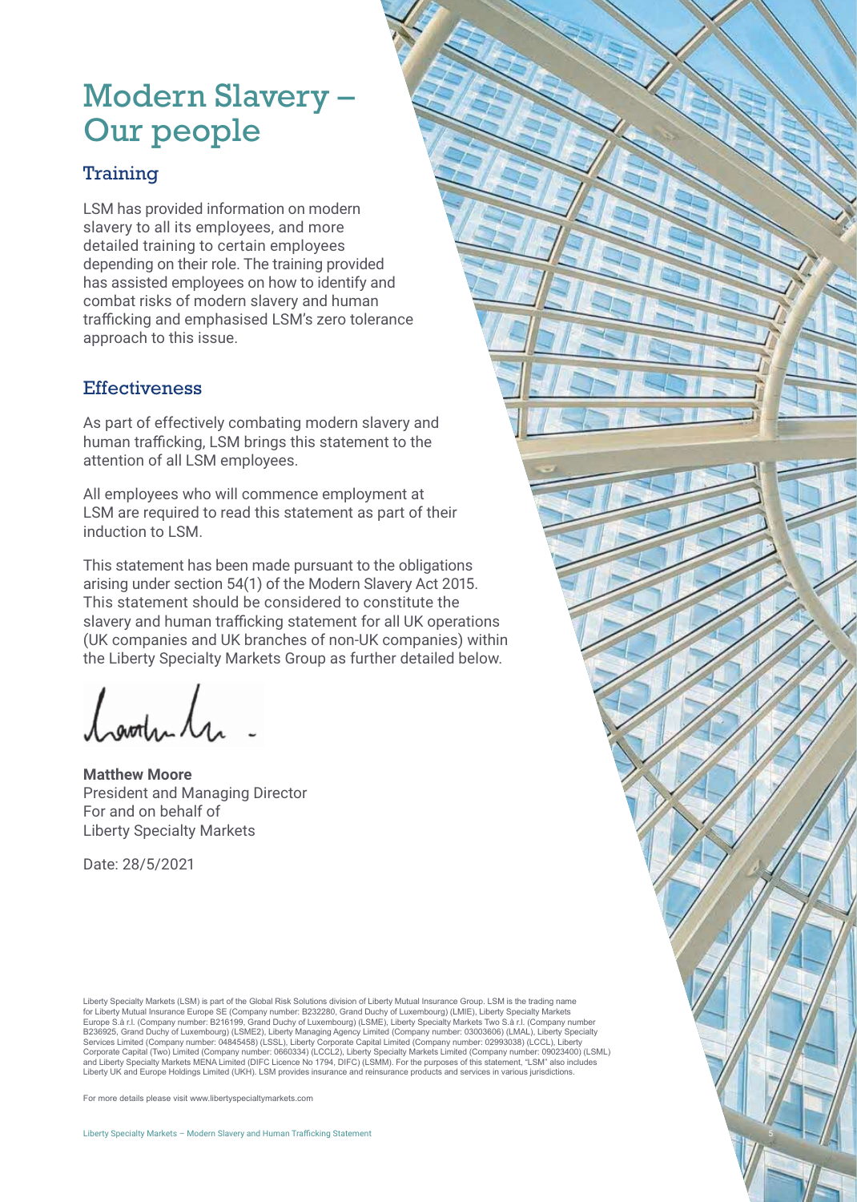# Modern Slavery – Our people

## Training

LSM has provided information on modern slavery to all its employees, and more detailed training to certain employees depending on their role. The training provided has assisted employees on how to identify and combat risks of modern slavery and human trafficking and emphasised LSM's zero tolerance approach to this issue.

## Effectiveness

As part of effectively combating modern slavery and human trafficking, LSM brings this statement to the attention of all LSM employees.

All employees who will commence employment at LSM are required to read this statement as part of their induction to LSM.

This statement has been made pursuant to the obligations arising under section 54(1) of the Modern Slavery Act 2015. This statement should be considered to constitute the slavery and human trafficking statement for all UK operations (UK companies and UK branches of non-UK companies) within the Liberty Specialty Markets Group as further detailed below.

**Matthew Moore**
President and Managing Director
For and on behalf of
Liberty Specialty Markets

Date: 28/5/2021

Liberty Specialty Markets (LSM) is part of the Global Risk Solutions division of Liberty Mutual Insurance Group. LSM is the trading name for Liberty Mutual Insurance Europe SE (Company number: B232280, Grand Duchy of Luxembourg) (LMIE), Liberty Specialty Markets Europe S.à r.l. (Company number: B216199, Grand Duchy of Luxembourg) (LSME), Liberty Specialty Markets Two S.à r.l. (Company number B236925, Grand Duchy of Luxembourg) (LSME2), Liberty Managing Agency Limited (Company number: 03003606) (LMAL), Liberty Specialty Services Limited (Company number: 04845458) (LSSL), Liberty Corporate Capital Limited (Company number: 02993038) (LCCL), Liberty Corporate Capital (Two) Limited (Company number: 0660334) (LCCL2), Liberty Specialty Markets Limited (Company number: 09023400) (LSML) and Liberty Specialty Markets MENA Limited (DIFC Licence No 1794, DIFC) (LSMM). For the purposes of this statement, "LSM" also includes Liberty UK and Europe Holdings Limited (UKH). LSM provides insurance and reinsurance products and services in various jurisdictions.

For more details please visit www.libertyspecialtymarkets.com